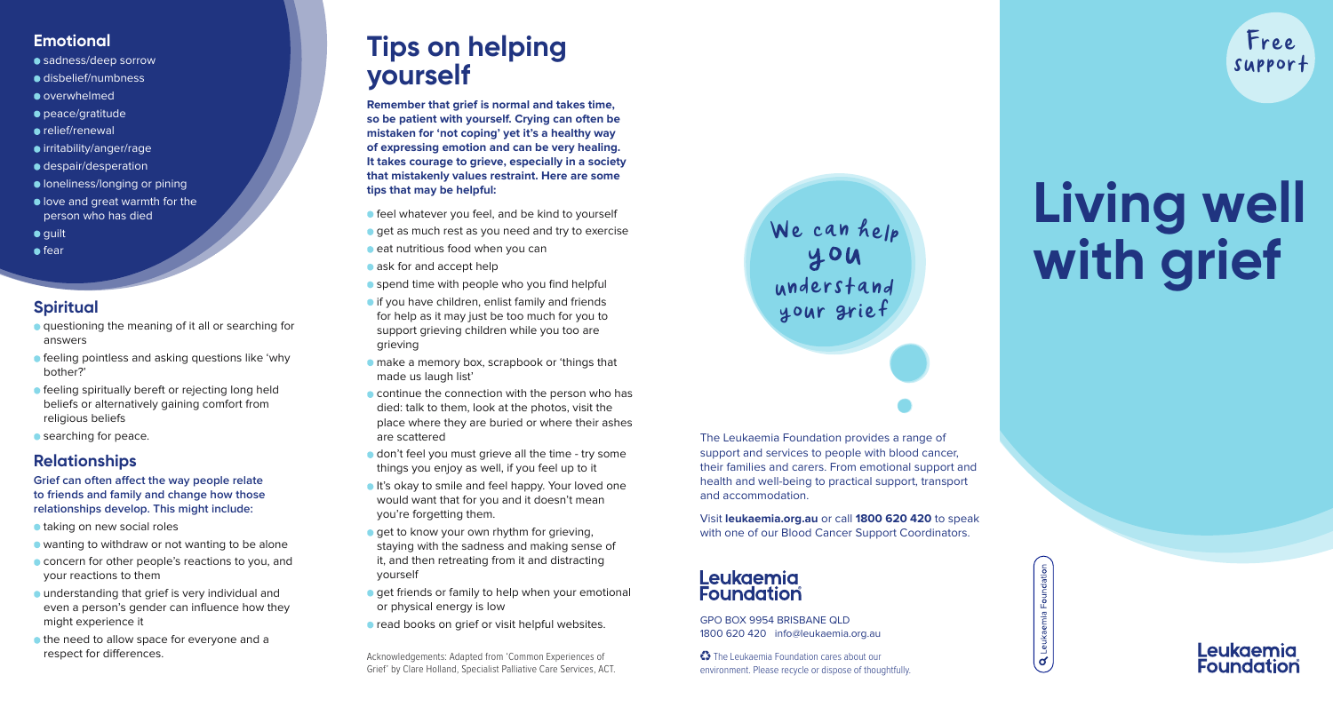## Emotional

- sadness/deep sorrow
- disbelief/numbness
- overwhelmed
- peace/gratitude
- relief/renewal
- irritability/anger/rage
- despair/desperation
- loneliness/longing or pining
- love and great warmth for the person who has died
- guilt
- fear

## Spiritual

- questioning the meaning of it all or searching for answers
- feeling pointless and asking questions like 'why bother?'
- feeling spiritually bereft or rejecting long held beliefs or alternatively gaining comfort from religious beliefs
- searching for peace.

## Relationships

**Grief can often affect the way people relate to friends and family and change how those relationships develop. This might include:**

- taking on new social roles
- wanting to withdraw or not wanting to be alone
- concern for other people's reactions to you, and your reactions to them
- understanding that grief is very individual and even a person's gender can influence how they might experience it
- the need to allow space for everyone and a respect for differences.

# Tips on helping yourself

**Remember that grief is normal and takes time, so be patient with yourself. Crying can often be mistaken for 'not coping' yet it's a healthy way of expressing emotion and can be very healing. It takes courage to grieve, especially in a society that mistakenly values restraint. Here are some tips that may be helpful:**

- feel whatever you feel, and be kind to yourself
- get as much rest as you need and try to exercise
- eat nutritious food when you can
- ask for and accept help
- spend time with people who you find helpful
- if you have children, enlist family and friends for help as it may just be too much for you to support grieving children while you too are grieving
- make a memory box, scrapbook or 'things that made us laugh list'
- continue the connection with the person who has died: talk to them, look at the photos, visit the place where they are buried or where their ashes are scattered
- don't feel you must grieve all the time - try some things you enjoy as well, if you feel up to it
- It's okay to smile and feel happy. Your loved one would want that for you and it doesn't mean you're forgetting them.
- get to know your own rhythm for grieving, staying with the sadness and making sense of it, and then retreating from it and distracting yourself
- get friends or family to help when your emotional or physical energy is low
- read books on grief or visit helpful websites.

Acknowledgements: Adapted from 'Common Experiences of Grief' by Clare Holland, Specialist Palliative Care Services, ACT.

We can help you understand your grief

The Leukaemia Foundation provides a range of support and services to people with blood cancer, their families and carers. From emotional support and health and well-being to practical support, transport and accommodation.

Visit **leukaemia.org.au** or call **1800 620 420** to speak with one of our Blood Cancer Support Coordinators.

**Leukaemia Foundation**

GPO BOX 9954 BRISBANE QLD
1800 620 420 info@leukaemia.org.au

The Leukaemia Foundation cares about our environment. Please recycle or dispose of thoughtfully.

Leukaemia Foundation

Free support

# Living well with grief

**Leukaemia Foundation**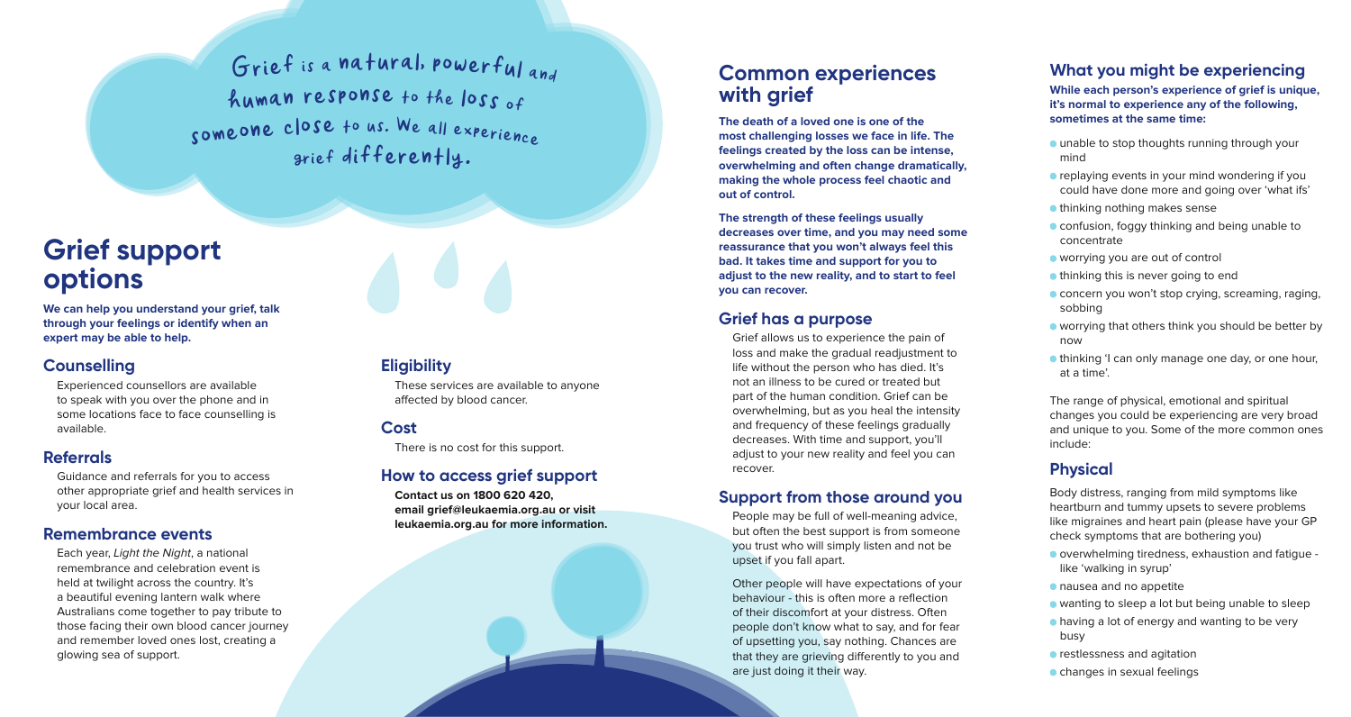Grief is a natural, powerful and human response to the loss of someone close to us. We all experience grief differently.

# Grief support options

**We can help you understand your grief, talk through your feelings or identify when an expert may be able to help.**

## Counselling

Experienced counsellors are available to speak with you over the phone and in some locations face to face counselling is available.

## Referrals

Guidance and referrals for you to access other appropriate grief and health services in your local area.

## Remembrance events

Each year, *Light the Night*, a national remembrance and celebration event is held at twilight across the country. It's a beautiful evening lantern walk where Australians come together to pay tribute to those facing their own blood cancer journey and remember loved ones lost, creating a glowing sea of support.

## Eligibility

These services are available to anyone affected by blood cancer.

## Cost

There is no cost for this support.

## How to access grief support

**Contact us on 1800 620 420, email grief@leukaemia.org.au or visit leukaemia.org.au for more information.**

# Common experiences with grief

**The death of a loved one is one of the most challenging losses we face in life. The feelings created by the loss can be intense, overwhelming and often change dramatically, making the whole process feel chaotic and out of control.**

**The strength of these feelings usually decreases over time, and you may need some reassurance that you won't always feel this bad. It takes time and support for you to adjust to the new reality, and to start to feel you can recover.**

## Grief has a purpose

Grief allows us to experience the pain of loss and make the gradual readjustment to life without the person who has died. It's not an illness to be cured or treated but part of the human condition. Grief can be overwhelming, but as you heal the intensity and frequency of these feelings gradually decreases. With time and support, you'll adjust to your new reality and feel you can recover.

## Support from those around you

People may be full of well-meaning advice, but often the best support is from someone you trust who will simply listen and not be upset if you fall apart.

Other people will have expectations of your behaviour - this is often more a reflection of their discomfort at your distress. Often people don't know what to say, and for fear of upsetting you, say nothing. Chances are that they are grieving differently to you and are just doing it their way.

## What you might be experiencing

**While each person's experience of grief is unique, it's normal to experience any of the following, sometimes at the same time:**

- unable to stop thoughts running through your mind
- replaying events in your mind wondering if you could have done more and going over 'what ifs'
- thinking nothing makes sense
- confusion, foggy thinking and being unable to concentrate
- worrying you are out of control
- thinking this is never going to end
- concern you won't stop crying, screaming, raging, sobbing
- worrying that others think you should be better by now
- thinking 'I can only manage one day, or one hour, at a time'.

The range of physical, emotional and spiritual changes you could be experiencing are very broad and unique to you. Some of the more common ones include:

## Physical

Body distress, ranging from mild symptoms like heartburn and tummy upsets to severe problems like migraines and heart pain (please have your GP check symptoms that are bothering you)

- overwhelming tiredness, exhaustion and fatigue - like 'walking in syrup'
- nausea and no appetite
- wanting to sleep a lot but being unable to sleep
- having a lot of energy and wanting to be very busy
- restlessness and agitation
- changes in sexual feelings